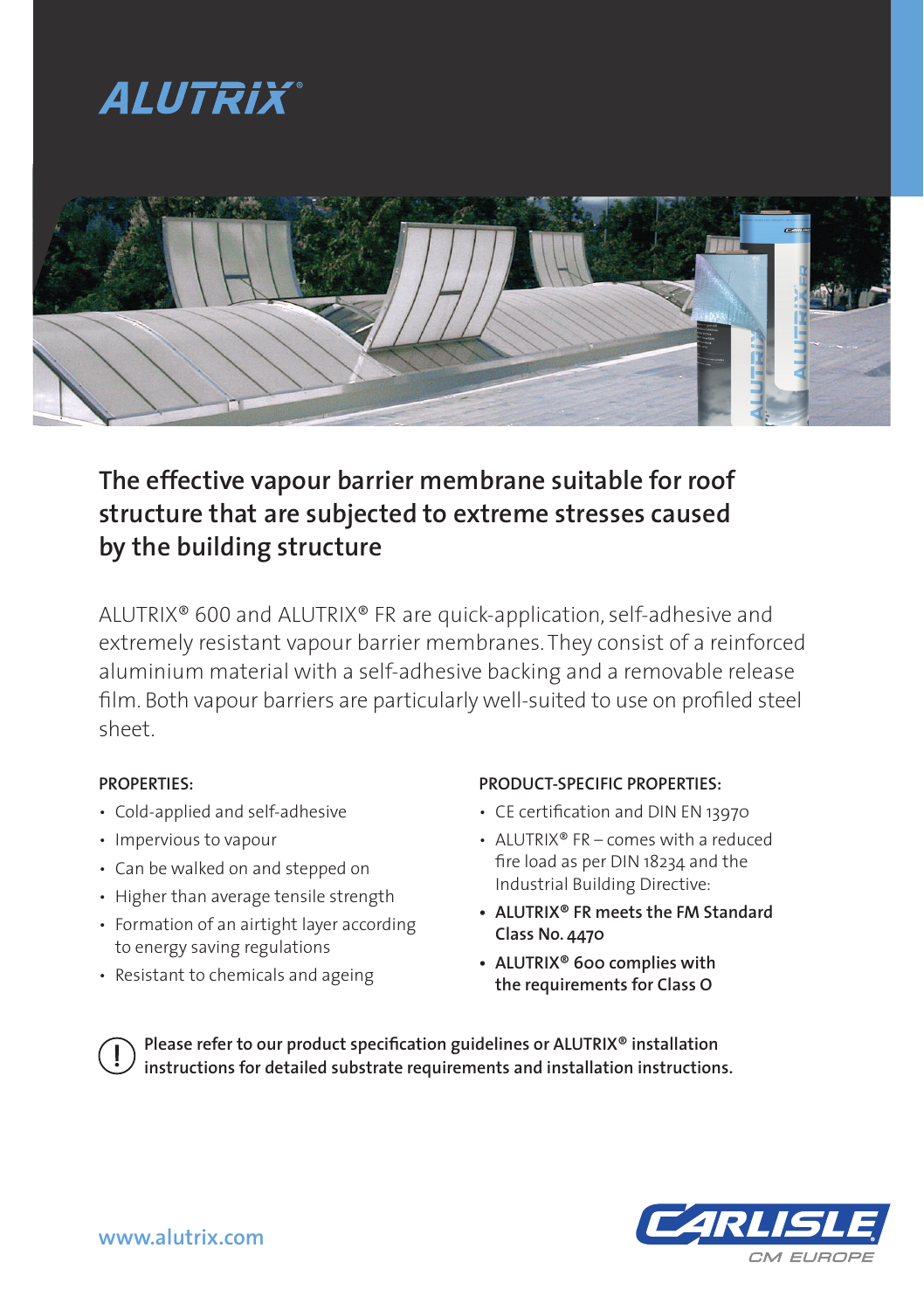# ALUTRIX®

## The effective vapour barrier membrane suitable for roof structure that are subjected to extreme stresses caused by the building structure

ALUTRIX® 600 and ALUTRIX® FR are quick-application, self-adhesive and extremely resistant vapour barrier membranes. They consist of a reinforced aluminium material with a self-adhesive backing and a removable release film. Both vapour barriers are particularly well-suited to use on profiled steel sheet.

### PROPERTIES:

- Cold-applied and self-adhesive
- Impervious to vapour
- Can be walked on and stepped on
- Higher than average tensile strength
- Formation of an airtight layer according to energy saving regulations
- Resistant to chemicals and ageing

### PRODUCT-SPECIFIC PROPERTIES:

- CE certification and DIN EN 13970
- ALUTRIX® FR – comes with a reduced fire load as per DIN 18234 and the Industrial Building Directive:
- **ALUTRIX® FR meets the FM Standard Class No. 4470**
- **ALUTRIX® 600 complies with the requirements for Class O**

**Please refer to our product specification guidelines or ALUTRIX® installation instructions for detailed substrate requirements and installation instructions.**

www.alutrix.com

CARLISLE CM EUROPE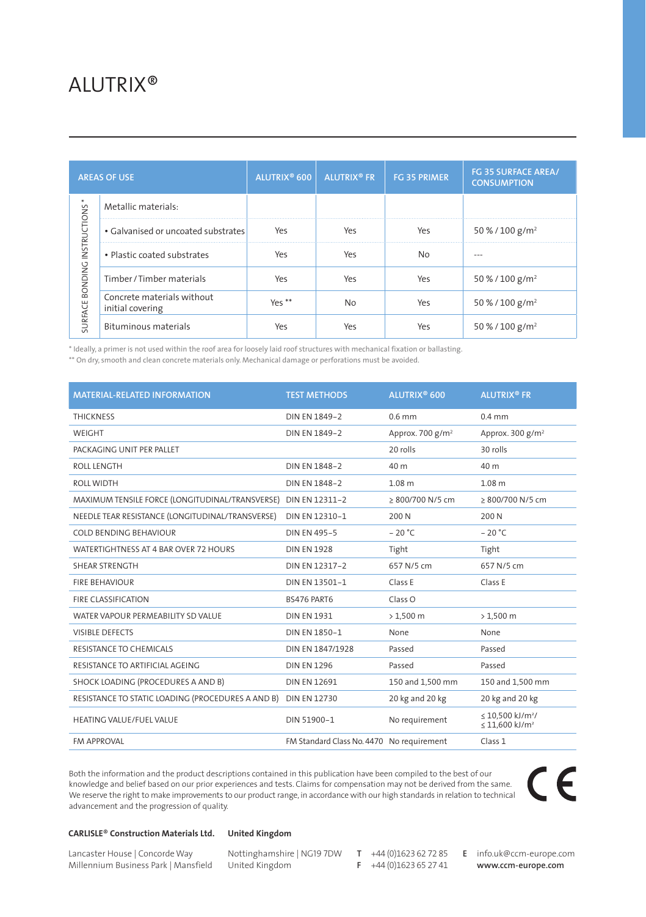# ALUTRIX®

| | AREAS OF USE | ALUTRIX® 600 | ALUTRIX® FR | FG 35 PRIMER | FG 35 SURFACE AREA/ CONSUMPTION |
|---|---|---|---|---|---|
| SURFACE BONDING INSTRUCTIONS * | Metallic materials: | | | | |
| | • Galvanised or uncoated substrates | Yes | Yes | Yes | 50 % / 100 g/m² |
| | • Plastic coated substrates | Yes | Yes | No | --- |
| | Timber / Timber materials | Yes | Yes | Yes | 50 % / 100 g/m² |
| | Concrete materials without initial covering | Yes ** | No | Yes | 50 % / 100 g/m² |
| | Bituminous materials | Yes | Yes | Yes | 50 % / 100 g/m² |

\* Ideally, a primer is not used within the roof area for loosely laid roof structures with mechanical fixation or ballasting.
** On dry, smooth and clean concrete materials only. Mechanical damage or perforations must be avoided.

| MATERIAL-RELATED INFORMATION | TEST METHODS | ALUTRIX® 600 | ALUTRIX® FR |
|---|---|---|---|
| THICKNESS | DIN EN 1849–2 | 0.6 mm | 0.4 mm |
| WEIGHT | DIN EN 1849–2 | Approx. 700 g/m² | Approx. 300 g/m² |
| PACKAGING UNIT PER PALLET | | 20 rolls | 30 rolls |
| ROLL LENGTH | DIN EN 1848–2 | 40 m | 40 m |
| ROLL WIDTH | DIN EN 1848–2 | 1.08 m | 1.08 m |
| MAXIMUM TENSILE FORCE (LONGITUDINAL/TRANSVERSE) | DIN EN 12311–2 | ≥ 800/700 N/5 cm | ≥ 800/700 N/5 cm |
| NEEDLE TEAR RESISTANCE (LONGITUDINAL/TRANSVERSE) | DIN EN 12310–1 | 200 N | 200 N |
| COLD BENDING BEHAVIOUR | DIN EN 495–5 | – 20 °C | – 20 °C |
| WATERTIGHTNESS AT 4 BAR OVER 72 HOURS | DIN EN 1928 | Tight | Tight |
| SHEAR STRENGTH | DIN EN 12317–2 | 657 N/5 cm | 657 N/5 cm |
| FIRE BEHAVIOUR | DIN EN 13501–1 | Class E | Class E |
| FIRE CLASSIFICATION | BS476 PART6 | Class O | |
| WATER VAPOUR PERMEABILITY SD VALUE | DIN EN 1931 | > 1,500 m | > 1,500 m |
| VISIBLE DEFECTS | DIN EN 1850–1 | None | None |
| RESISTANCE TO CHEMICALS | DIN EN 1847/1928 | Passed | Passed |
| RESISTANCE TO ARTIFICIAL AGEING | DIN EN 1296 | Passed | Passed |
| SHOCK LOADING (PROCEDURES A AND B) | DIN EN 12691 | 150 and 1,500 mm | 150 and 1,500 mm |
| RESISTANCE TO STATIC LOADING (PROCEDURES A AND B) | DIN EN 12730 | 20 kg and 20 kg | 20 kg and 20 kg |
| HEATING VALUE/FUEL VALUE | DIN 51900–1 | No requirement | ≤ 10,500 kJ/m²/ ≤ 11,600 kJ/m² |
| FM APPROVAL | FM Standard Class No. 4470 | No requirement | Class 1 |

Both the information and the product descriptions contained in this publication have been compiled to the best of our knowledge and belief based on our prior experiences and tests. Claims for compensation may not be derived from the same. We reserve the right to make improvements to our product range, in accordance with our high standards in relation to technical advancement and the progression of quality.

CE

**CARLISLE® Construction Materials Ltd.** **United Kingdom**

Lancaster House | Concorde Way
Millennium Business Park | Mansfield
Nottinghamshire | NG19 7DW
United Kingdom

**T** +44 (0)1623 62 72 85
**F** +44 (0)1623 65 27 41

**E** info.uk@ccm-europe.com
**www.ccm-europe.com**